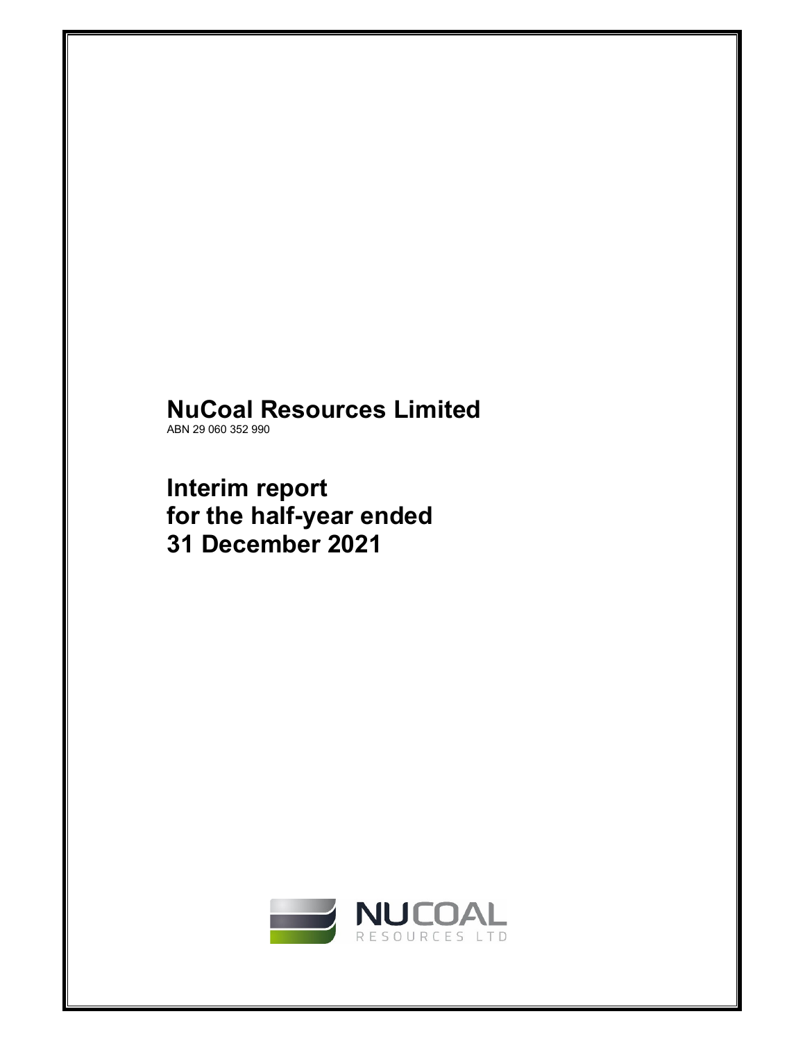# NuCoal Resources Limited

ABN 29 060 352 990

# Interim report for the half-year ended 31 December 2021

NUCOAL RESOURCES LTD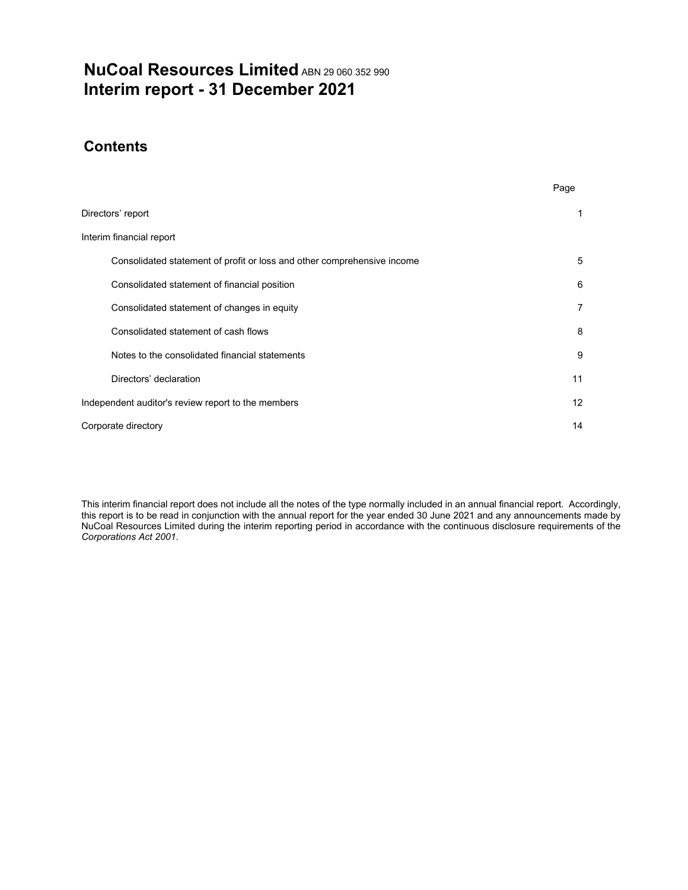# NuCoal Resources Limited ABN 29 060 352 990
# Interim report - 31 December 2021

## Contents

| | Page |
|---|---|
| Directors' report | 1 |
| Interim financial report | |
| Consolidated statement of profit or loss and other comprehensive income | 5 |
| Consolidated statement of financial position | 6 |
| Consolidated statement of changes in equity | 7 |
| Consolidated statement of cash flows | 8 |
| Notes to the consolidated financial statements | 9 |
| Directors' declaration | 11 |
| Independent auditor's review report to the members | 12 |
| Corporate directory | 14 |

This interim financial report does not include all the notes of the type normally included in an annual financial report. Accordingly, this report is to be read in conjunction with the annual report for the year ended 30 June 2021 and any announcements made by NuCoal Resources Limited during the interim reporting period in accordance with the continuous disclosure requirements of the *Corporations Act 2001*.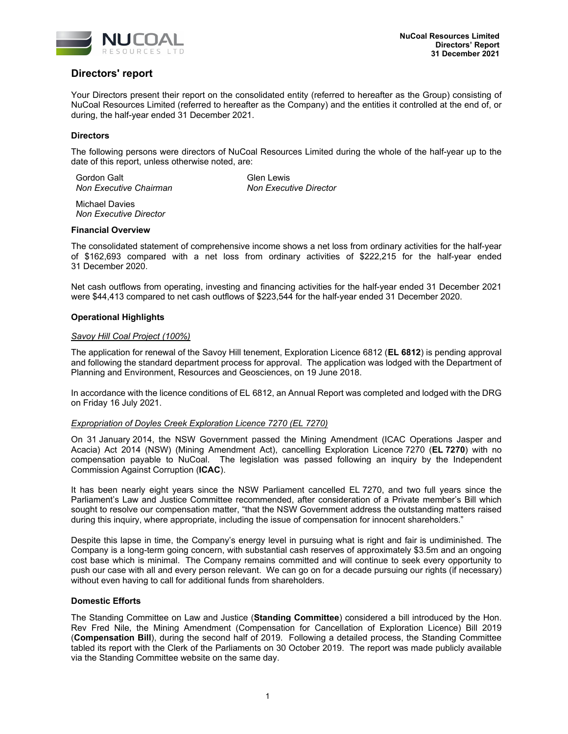# Directors' report

Your Directors present their report on the consolidated entity (referred to hereafter as the Group) consisting of NuCoal Resources Limited (referred to hereafter as the Company) and the entities it controlled at the end of, or during, the half-year ended 31 December 2021.

## Directors

The following persons were directors of NuCoal Resources Limited during the whole of the half-year up to the date of this report, unless otherwise noted, are:

Gordon Galt
*Non Executive Chairman*

Glen Lewis
*Non Executive Director*

Michael Davies
*Non Executive Director*

## Financial Overview

The consolidated statement of comprehensive income shows a net loss from ordinary activities for the half-year of $162,693 compared with a net loss from ordinary activities of $222,215 for the half-year ended 31 December 2020.

Net cash outflows from operating, investing and financing activities for the half-year ended 31 December 2021 were $44,413 compared to net cash outflows of $223,544 for the half-year ended 31 December 2020.

## Operational Highlights

*Savoy Hill Coal Project (100%)*

The application for renewal of the Savoy Hill tenement, Exploration Licence 6812 (**EL 6812**) is pending approval and following the standard department process for approval. The application was lodged with the Department of Planning and Environment, Resources and Geosciences, on 19 June 2018.

In accordance with the licence conditions of EL 6812, an Annual Report was completed and lodged with the DRG on Friday 16 July 2021.

*Expropriation of Doyles Creek Exploration Licence 7270 (EL 7270)*

On 31 January 2014, the NSW Government passed the Mining Amendment (ICAC Operations Jasper and Acacia) Act 2014 (NSW) (Mining Amendment Act), cancelling Exploration Licence 7270 (**EL 7270**) with no compensation payable to NuCoal. The legislation was passed following an inquiry by the Independent Commission Against Corruption (**ICAC**).

It has been nearly eight years since the NSW Parliament cancelled EL 7270, and two full years since the Parliament's Law and Justice Committee recommended, after consideration of a Private member's Bill which sought to resolve our compensation matter, "that the NSW Government address the outstanding matters raised during this inquiry, where appropriate, including the issue of compensation for innocent shareholders."

Despite this lapse in time, the Company's energy level in pursuing what is right and fair is undiminished. The Company is a long-term going concern, with substantial cash reserves of approximately $3.5m and an ongoing cost base which is minimal. The Company remains committed and will continue to seek every opportunity to push our case with all and every person relevant. We can go on for a decade pursuing our rights (if necessary) without even having to call for additional funds from shareholders.

## Domestic Efforts

The Standing Committee on Law and Justice (**Standing Committee**) considered a bill introduced by the Hon. Rev Fred Nile, the Mining Amendment (Compensation for Cancellation of Exploration Licence) Bill 2019 (**Compensation Bill**), during the second half of 2019. Following a detailed process, the Standing Committee tabled its report with the Clerk of the Parliaments on 30 October 2019. The report was made publicly available via the Standing Committee website on the same day.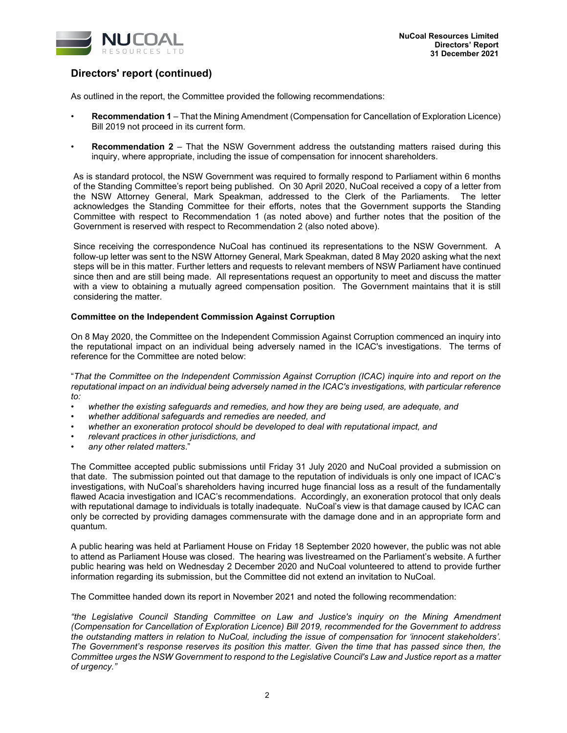## Directors' report (continued)

As outlined in the report, the Committee provided the following recommendations:

- **Recommendation 1** – That the Mining Amendment (Compensation for Cancellation of Exploration Licence) Bill 2019 not proceed in its current form.
- **Recommendation 2** – That the NSW Government address the outstanding matters raised during this inquiry, where appropriate, including the issue of compensation for innocent shareholders.

As is standard protocol, the NSW Government was required to formally respond to Parliament within 6 months of the Standing Committee's report being published. On 30 April 2020, NuCoal received a copy of a letter from the NSW Attorney General, Mark Speakman, addressed to the Clerk of the Parliaments. The letter acknowledges the Standing Committee for their efforts, notes that the Government supports the Standing Committee with respect to Recommendation 1 (as noted above) and further notes that the position of the Government is reserved with respect to Recommendation 2 (also noted above).

Since receiving the correspondence NuCoal has continued its representations to the NSW Government. A follow-up letter was sent to the NSW Attorney General, Mark Speakman, dated 8 May 2020 asking what the next steps will be in this matter. Further letters and requests to relevant members of NSW Parliament have continued since then and are still being made. All representations request an opportunity to meet and discuss the matter with a view to obtaining a mutually agreed compensation position. The Government maintains that it is still considering the matter.

**Committee on the Independent Commission Against Corruption**

On 8 May 2020, the Committee on the Independent Commission Against Corruption commenced an inquiry into the reputational impact on an individual being adversely named in the ICAC's investigations. The terms of reference for the Committee are noted below:

"*That the Committee on the Independent Commission Against Corruption (ICAC) inquire into and report on the reputational impact on an individual being adversely named in the ICAC's investigations, with particular reference to:*

- *whether the existing safeguards and remedies, and how they are being used, are adequate, and*
- *whether additional safeguards and remedies are needed, and*
- *whether an exoneration protocol should be developed to deal with reputational impact, and*
- *relevant practices in other jurisdictions, and*
- *any other related matters*."

The Committee accepted public submissions until Friday 31 July 2020 and NuCoal provided a submission on that date. The submission pointed out that damage to the reputation of individuals is only one impact of ICAC's investigations, with NuCoal's shareholders having incurred huge financial loss as a result of the fundamentally flawed Acacia investigation and ICAC's recommendations. Accordingly, an exoneration protocol that only deals with reputational damage to individuals is totally inadequate. NuCoal's view is that damage caused by ICAC can only be corrected by providing damages commensurate with the damage done and in an appropriate form and quantum.

A public hearing was held at Parliament House on Friday 18 September 2020 however, the public was not able to attend as Parliament House was closed. The hearing was livestreamed on the Parliament's website. A further public hearing was held on Wednesday 2 December 2020 and NuCoal volunteered to attend to provide further information regarding its submission, but the Committee did not extend an invitation to NuCoal.

The Committee handed down its report in November 2021 and noted the following recommendation:

*"the Legislative Council Standing Committee on Law and Justice's inquiry on the Mining Amendment (Compensation for Cancellation of Exploration Licence) Bill 2019, recommended for the Government to address the outstanding matters in relation to NuCoal, including the issue of compensation for 'innocent stakeholders'. The Government's response reserves its position this matter. Given the time that has passed since then, the Committee urges the NSW Government to respond to the Legislative Council's Law and Justice report as a matter of urgency."*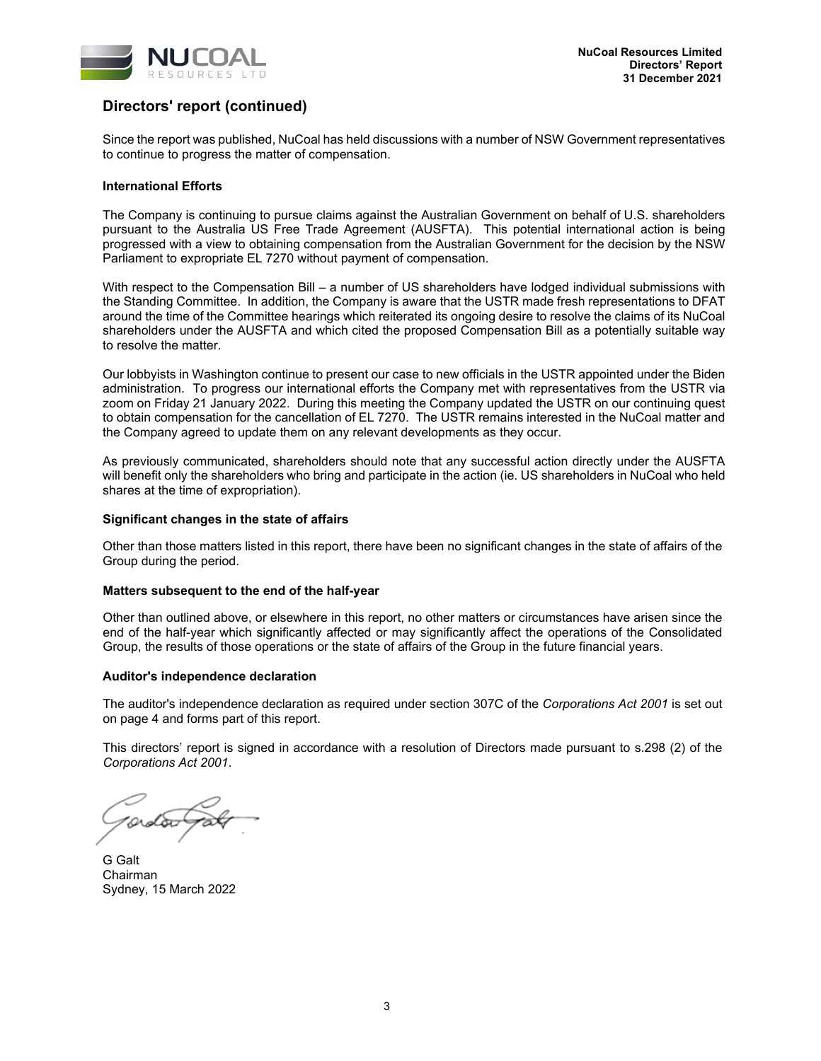## Directors' report (continued)

Since the report was published, NuCoal has held discussions with a number of NSW Government representatives to continue to progress the matter of compensation.

**International Efforts**

The Company is continuing to pursue claims against the Australian Government on behalf of U.S. shareholders pursuant to the Australia US Free Trade Agreement (AUSFTA). This potential international action is being progressed with a view to obtaining compensation from the Australian Government for the decision by the NSW Parliament to expropriate EL 7270 without payment of compensation.

With respect to the Compensation Bill – a number of US shareholders have lodged individual submissions with the Standing Committee. In addition, the Company is aware that the USTR made fresh representations to DFAT around the time of the Committee hearings which reiterated its ongoing desire to resolve the claims of its NuCoal shareholders under the AUSFTA and which cited the proposed Compensation Bill as a potentially suitable way to resolve the matter.

Our lobbyists in Washington continue to present our case to new officials in the USTR appointed under the Biden administration. To progress our international efforts the Company met with representatives from the USTR via zoom on Friday 21 January 2022. During this meeting the Company updated the USTR on our continuing quest to obtain compensation for the cancellation of EL 7270. The USTR remains interested in the NuCoal matter and the Company agreed to update them on any relevant developments as they occur.

As previously communicated, shareholders should note that any successful action directly under the AUSFTA will benefit only the shareholders who bring and participate in the action (ie. US shareholders in NuCoal who held shares at the time of expropriation).

**Significant changes in the state of affairs**

Other than those matters listed in this report, there have been no significant changes in the state of affairs of the Group during the period.

**Matters subsequent to the end of the half-year**

Other than outlined above, or elsewhere in this report, no other matters or circumstances have arisen since the end of the half-year which significantly affected or may significantly affect the operations of the Consolidated Group, the results of those operations or the state of affairs of the Group in the future financial years.

**Auditor's independence declaration**

The auditor's independence declaration as required under section 307C of the *Corporations Act 2001* is set out on page 4 and forms part of this report.

This directors' report is signed in accordance with a resolution of Directors made pursuant to s.298 (2) of the *Corporations Act 2001*.

G Galt
Chairman
Sydney, 15 March 2022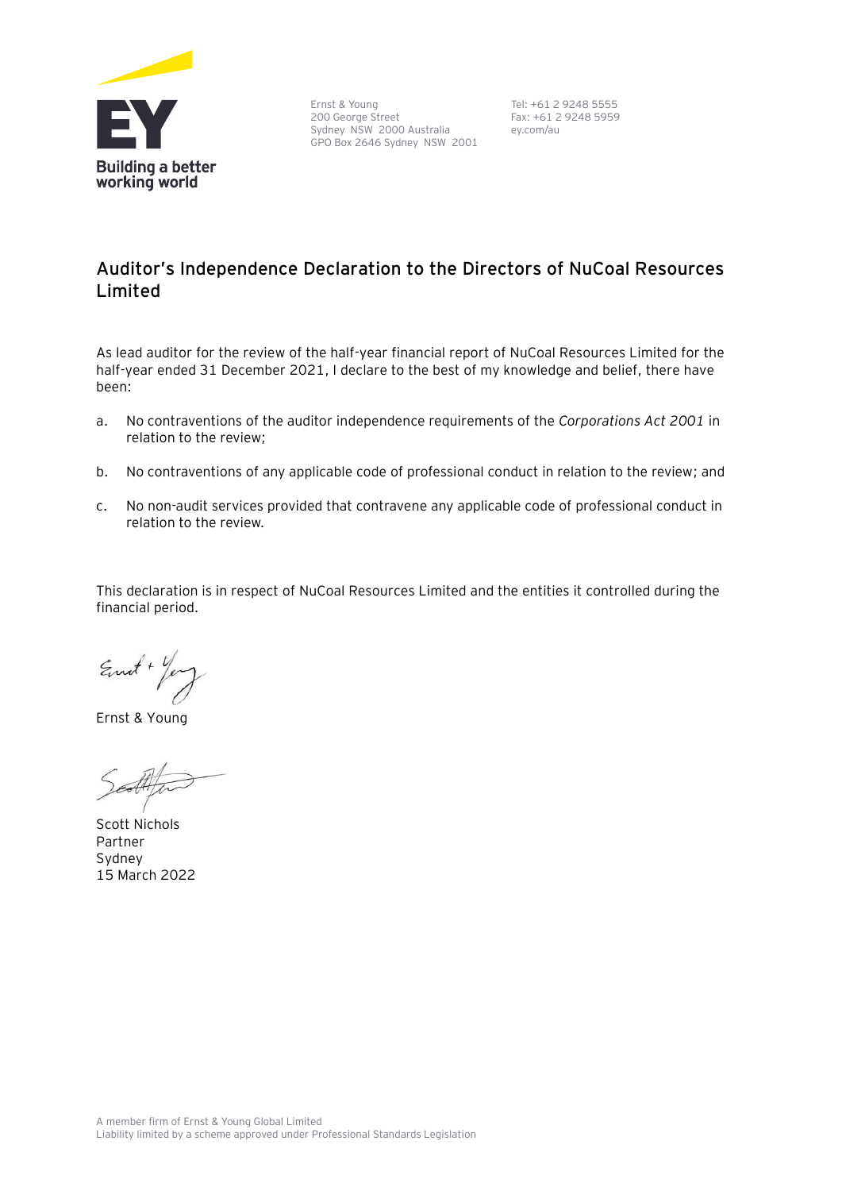Ernst & Young
200 George Street
Sydney NSW 2000 Australia
GPO Box 2646 Sydney NSW 2001

Tel: +61 2 9248 5555
Fax: +61 2 9248 5959
ey.com/au

## Auditor's Independence Declaration to the Directors of NuCoal Resources Limited

As lead auditor for the review of the half-year financial report of NuCoal Resources Limited for the half-year ended 31 December 2021, I declare to the best of my knowledge and belief, there have been:

a. No contraventions of the auditor independence requirements of the *Corporations Act 2001* in relation to the review;

b. No contraventions of any applicable code of professional conduct in relation to the review; and

c. No non-audit services provided that contravene any applicable code of professional conduct in relation to the review.

This declaration is in respect of NuCoal Resources Limited and the entities it controlled during the financial period.

Ernst & Young

Scott Nichols
Partner
Sydney
15 March 2022

A member firm of Ernst & Young Global Limited
Liability limited by a scheme approved under Professional Standards Legislation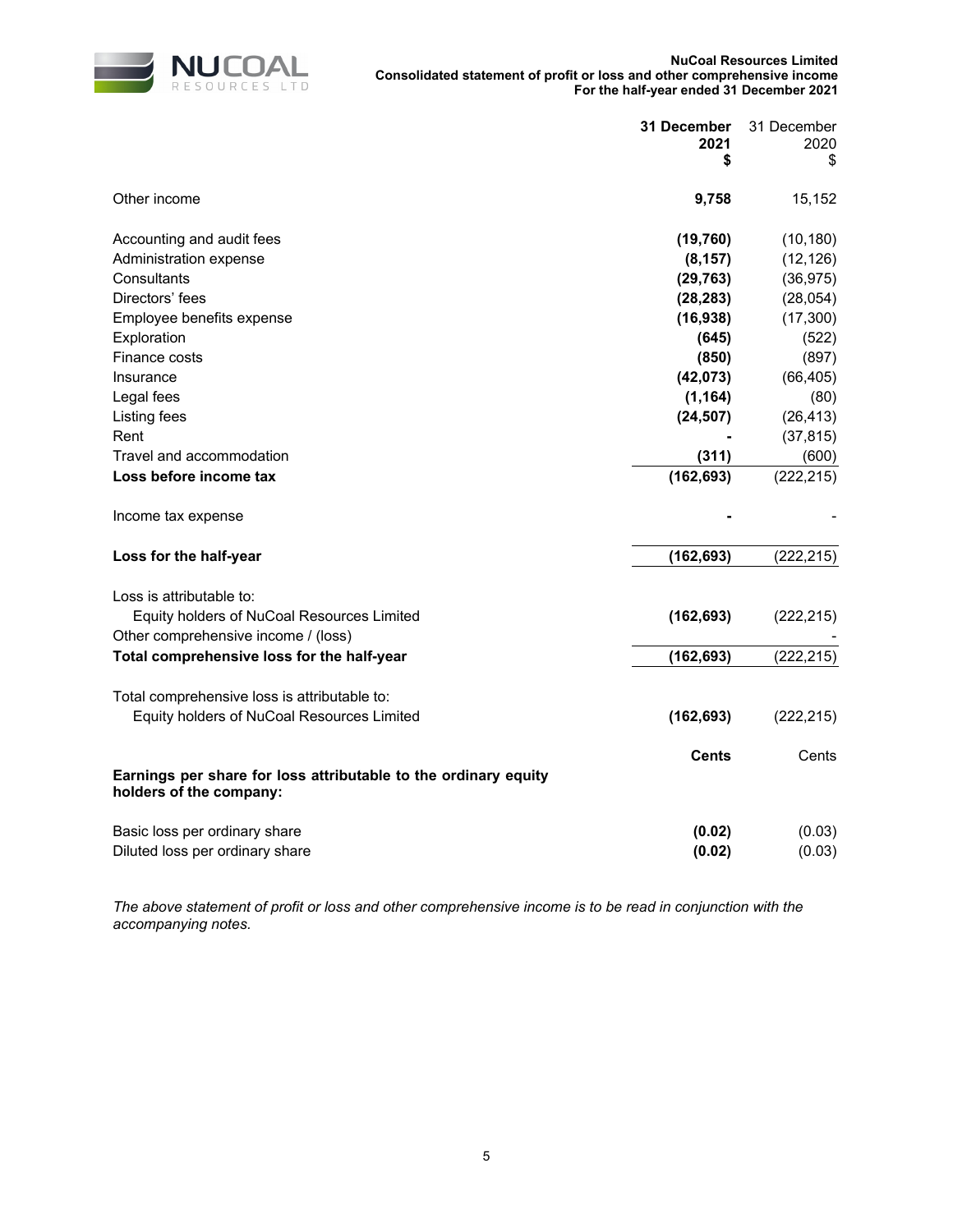**NuCoal Resources Limited**
**Consolidated statement of profit or loss and other comprehensive income**
**For the half-year ended 31 December 2021**

| | **31 December 2021 $** | 31 December 2020 $ |
|---|---|---|
| Other income | **9,758** | 15,152 |
| | | |
| Accounting and audit fees | **(19,760)** | (10,180) |
| Administration expense | **(8,157)** | (12,126) |
| Consultants | **(29,763)** | (36,975) |
| Directors' fees | **(28,283)** | (28,054) |
| Employee benefits expense | **(16,938)** | (17,300) |
| Exploration | **(645)** | (522) |
| Finance costs | **(850)** | (897) |
| Insurance | **(42,073)** | (66,405) |
| Legal fees | **(1,164)** | (80) |
| Listing fees | **(24,507)** | (26,413) |
| Rent | **-** | (37,815) |
| Travel and accommodation | **(311)** | (600) |
| **Loss before income tax** | **(162,693)** | (222,215) |
| | | |
| Income tax expense | **-** | - |
| | | |
| **Loss for the half-year** | **(162,693)** | (222,215) |
| | | |
| Loss is attributable to: | | |
| Equity holders of NuCoal Resources Limited | **(162,693)** | (222,215) |
| Other comprehensive income / (loss) | | - |
| **Total comprehensive loss for the half-year** | **(162,693)** | (222,215) |
| | | |
| Total comprehensive loss is attributable to: | | |
| Equity holders of NuCoal Resources Limited | **(162,693)** | (222,215) |
| | **Cents** | Cents |
| **Earnings per share for loss attributable to the ordinary equity holders of the company:** | | |
| Basic loss per ordinary share | **(0.02)** | (0.03) |
| Diluted loss per ordinary share | **(0.02)** | (0.03) |

*The above statement of profit or loss and other comprehensive income is to be read in conjunction with the accompanying notes.*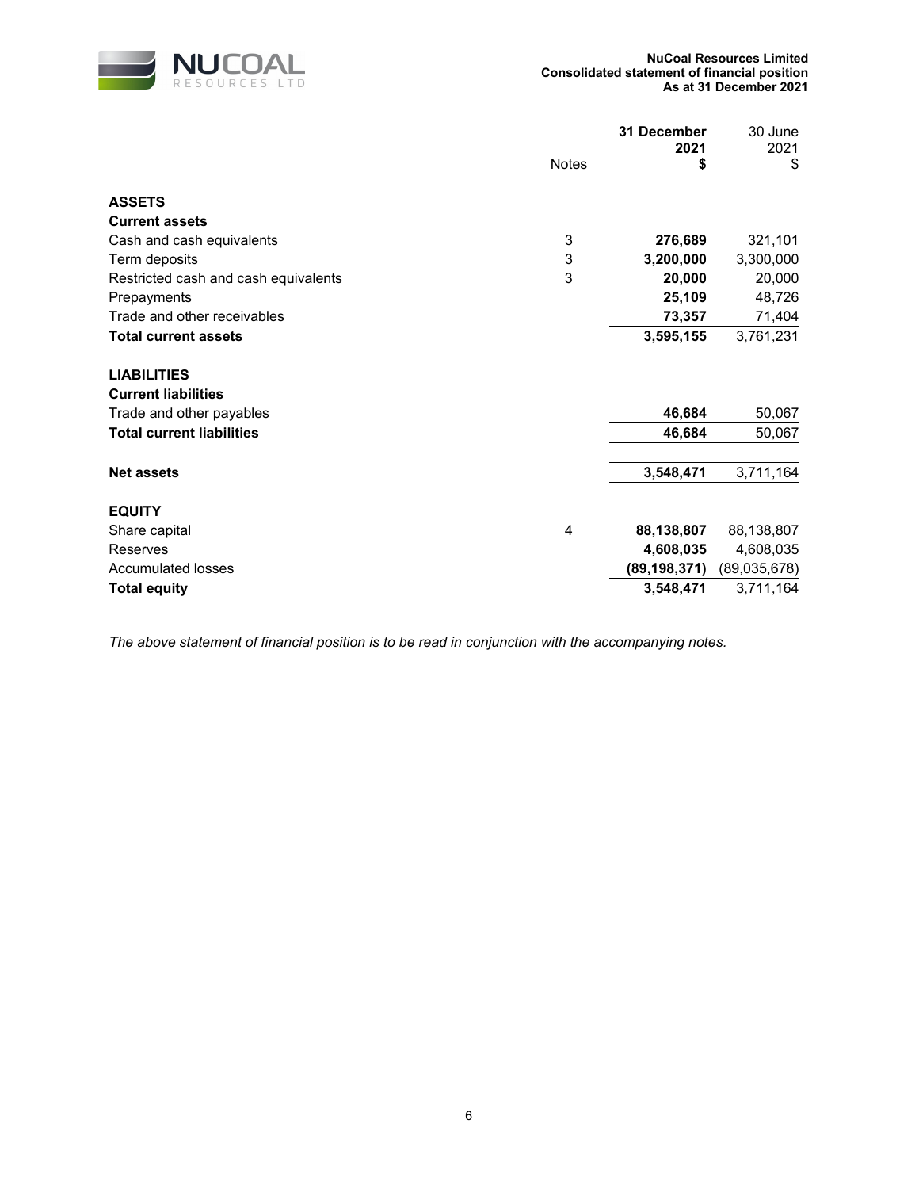**NuCoal Resources Limited**
**Consolidated statement of financial position**
**As at 31 December 2021**

| | Notes | **31 December 2021 $** | 30 June 2021 $ |
|---|---|---|---|
| **ASSETS** | | | |
| **Current assets** | | | |
| Cash and cash equivalents | 3 | **276,689** | 321,101 |
| Term deposits | 3 | **3,200,000** | 3,300,000 |
| Restricted cash and cash equivalents | 3 | **20,000** | 20,000 |
| Prepayments | | **25,109** | 48,726 |
| Trade and other receivables | | **73,357** | 71,404 |
| **Total current assets** | | **3,595,155** | 3,761,231 |
| | | | |
| **LIABILITIES** | | | |
| **Current liabilities** | | | |
| Trade and other payables | | **46,684** | 50,067 |
| **Total current liabilities** | | **46,684** | 50,067 |
| | | | |
| **Net assets** | | **3,548,471** | 3,711,164 |
| | | | |
| **EQUITY** | | | |
| Share capital | 4 | **88,138,807** | 88,138,807 |
| Reserves | | **4,608,035** | 4,608,035 |
| Accumulated losses | | **(89,198,371)** | (89,035,678) |
| **Total equity** | | **3,548,471** | 3,711,164 |

*The above statement of financial position is to be read in conjunction with the accompanying notes.*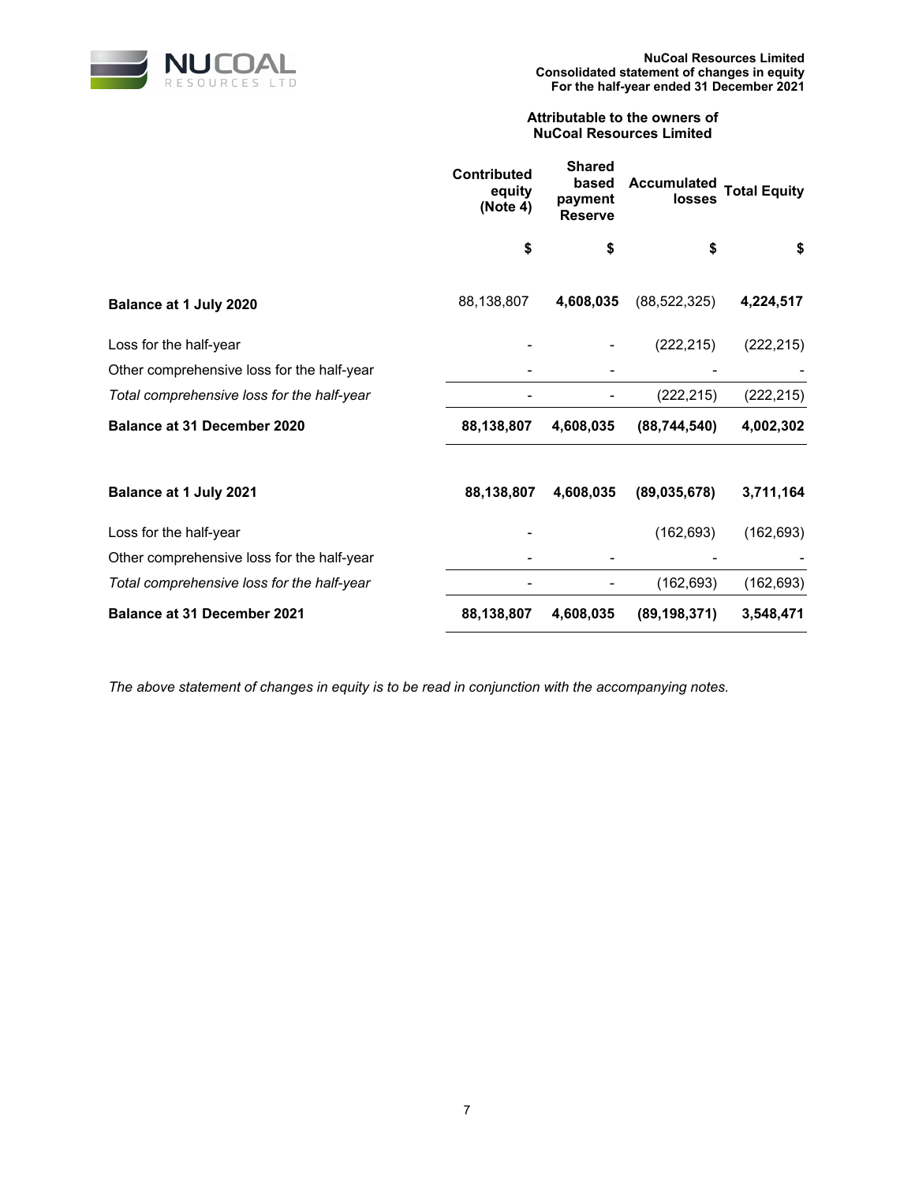**NuCoal Resources Limited**
**Consolidated statement of changes in equity**
**For the half-year ended 31 December 2021**

| | Attributable to the owners of NuCoal Resources Limited | | | |
|---|---|---|---|---|
| | **Contributed equity (Note 4)** | **Shared based payment Reserve** | **Accumulated losses** | **Total Equity** |
| | **$** | **$** | **$** | **$** |
| **Balance at 1 July 2020** | 88,138,807 | **4,608,035** | (88,522,325) | **4,224,517** |
| Loss for the half-year | - | - | (222,215) | (222,215) |
| Other comprehensive loss for the half-year | - | - | - | - |
| *Total comprehensive loss for the half-year* | - | - | (222,215) | (222,215) |
| **Balance at 31 December 2020** | **88,138,807** | **4,608,035** | **(88,744,540)** | **4,002,302** |
| | | | | |
| **Balance at 1 July 2021** | **88,138,807** | **4,608,035** | **(89,035,678)** | **3,711,164** |
| Loss for the half-year | - | | (162,693) | (162,693) |
| Other comprehensive loss for the half-year | - | - | - | - |
| *Total comprehensive loss for the half-year* | - | - | (162,693) | (162,693) |
| **Balance at 31 December 2021** | **88,138,807** | **4,608,035** | **(89,198,371)** | **3,548,471** |

*The above statement of changes in equity is to be read in conjunction with the accompanying notes.*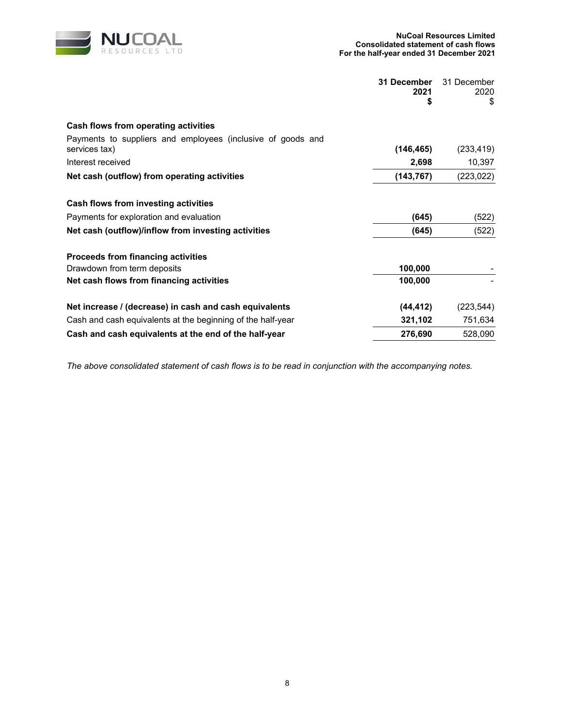**NuCoal Resources Limited**
**Consolidated statement of cash flows**
**For the half-year ended 31 December 2021**

| | **31 December 2021 $** | 31 December 2020 $ |
|---|---|---|
| **Cash flows from operating activities** | | |
| Payments to suppliers and employees (inclusive of goods and services tax) | **(146,465)** | (233,419) |
| Interest received | **2,698** | 10,397 |
| **Net cash (outflow) from operating activities** | **(143,767)** | (223,022) |
| | | |
| **Cash flows from investing activities** | | |
| Payments for exploration and evaluation | **(645)** | (522) |
| **Net cash (outflow)/inflow from investing activities** | **(645)** | (522) |
| | | |
| **Proceeds from financing activities** | | |
| Drawdown from term deposits | **100,000** | - |
| **Net cash flows from financing activities** | **100,000** | - |
| | | |
| **Net increase / (decrease) in cash and cash equivalents** | **(44,412)** | (223,544) |
| Cash and cash equivalents at the beginning of the half-year | **321,102** | 751,634 |
| **Cash and cash equivalents at the end of the half-year** | **276,690** | 528,090 |

*The above consolidated statement of cash flows is to be read in conjunction with the accompanying notes.*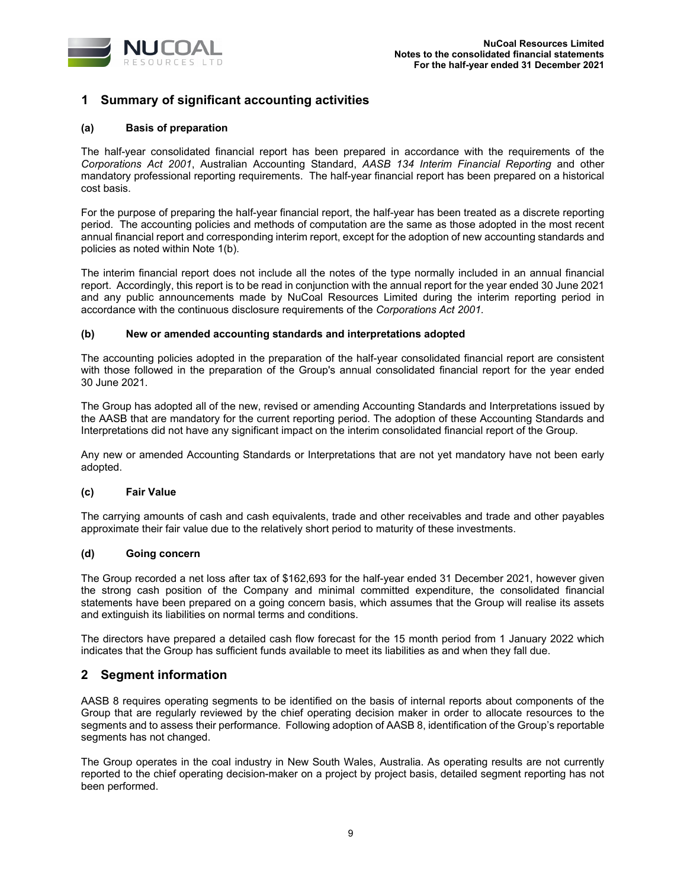## 1 Summary of significant accounting activities

### (a) Basis of preparation

The half-year consolidated financial report has been prepared in accordance with the requirements of the *Corporations Act 2001*, Australian Accounting Standard, *AASB 134 Interim Financial Reporting* and other mandatory professional reporting requirements. The half-year financial report has been prepared on a historical cost basis.

For the purpose of preparing the half-year financial report, the half-year has been treated as a discrete reporting period. The accounting policies and methods of computation are the same as those adopted in the most recent annual financial report and corresponding interim report, except for the adoption of new accounting standards and policies as noted within Note 1(b).

The interim financial report does not include all the notes of the type normally included in an annual financial report. Accordingly, this report is to be read in conjunction with the annual report for the year ended 30 June 2021 and any public announcements made by NuCoal Resources Limited during the interim reporting period in accordance with the continuous disclosure requirements of the *Corporations Act 2001.*

### (b) New or amended accounting standards and interpretations adopted

The accounting policies adopted in the preparation of the half-year consolidated financial report are consistent with those followed in the preparation of the Group's annual consolidated financial report for the year ended 30 June 2021.

The Group has adopted all of the new, revised or amending Accounting Standards and Interpretations issued by the AASB that are mandatory for the current reporting period. The adoption of these Accounting Standards and Interpretations did not have any significant impact on the interim consolidated financial report of the Group.

Any new or amended Accounting Standards or Interpretations that are not yet mandatory have not been early adopted.

### (c) Fair Value

The carrying amounts of cash and cash equivalents, trade and other receivables and trade and other payables approximate their fair value due to the relatively short period to maturity of these investments.

### (d) Going concern

The Group recorded a net loss after tax of $162,693 for the half-year ended 31 December 2021, however given the strong cash position of the Company and minimal committed expenditure, the consolidated financial statements have been prepared on a going concern basis, which assumes that the Group will realise its assets and extinguish its liabilities on normal terms and conditions.

The directors have prepared a detailed cash flow forecast for the 15 month period from 1 January 2022 which indicates that the Group has sufficient funds available to meet its liabilities as and when they fall due.

## 2 Segment information

AASB 8 requires operating segments to be identified on the basis of internal reports about components of the Group that are regularly reviewed by the chief operating decision maker in order to allocate resources to the segments and to assess their performance. Following adoption of AASB 8, identification of the Group's reportable segments has not changed.

The Group operates in the coal industry in New South Wales, Australia. As operating results are not currently reported to the chief operating decision-maker on a project by project basis, detailed segment reporting has not been performed.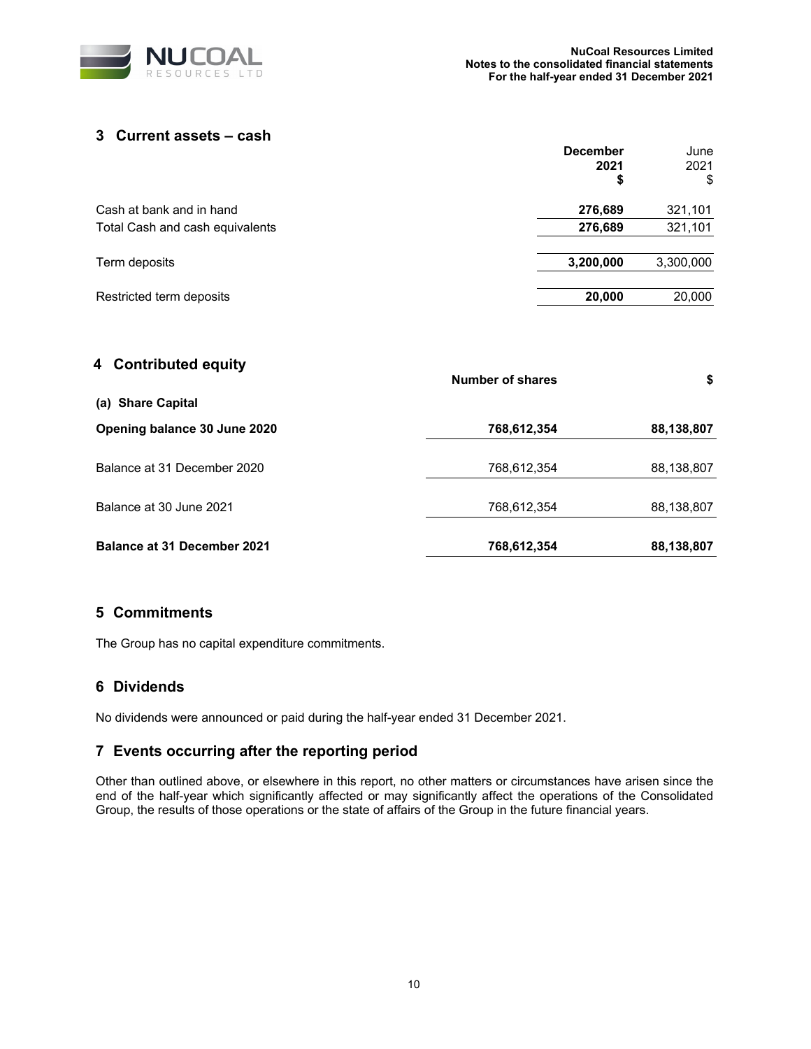## 3 Current assets – cash

| | December 2021 $ | June 2021 $ |
|---|---|---|
| Cash at bank and in hand | **276,689** | 321,101 |
| Total Cash and cash equivalents | **276,689** | 321,101 |
| Term deposits | **3,200,000** | 3,300,000 |
| Restricted term deposits | **20,000** | 20,000 |

## 4 Contributed equity

| (a) Share Capital | Number of shares | $ |
|---|---|---|
| **Opening balance 30 June 2020** | **768,612,354** | **88,138,807** |
| Balance at 31 December 2020 | 768,612,354 | 88,138,807 |
| Balance at 30 June 2021 | 768,612,354 | 88,138,807 |
| **Balance at 31 December 2021** | **768,612,354** | **88,138,807** |

## 5 Commitments

The Group has no capital expenditure commitments.

## 6 Dividends

No dividends were announced or paid during the half-year ended 31 December 2021.

## 7 Events occurring after the reporting period

Other than outlined above, or elsewhere in this report, no other matters or circumstances have arisen since the end of the half-year which significantly affected or may significantly affect the operations of the Consolidated Group, the results of those operations or the state of affairs of the Group in the future financial years.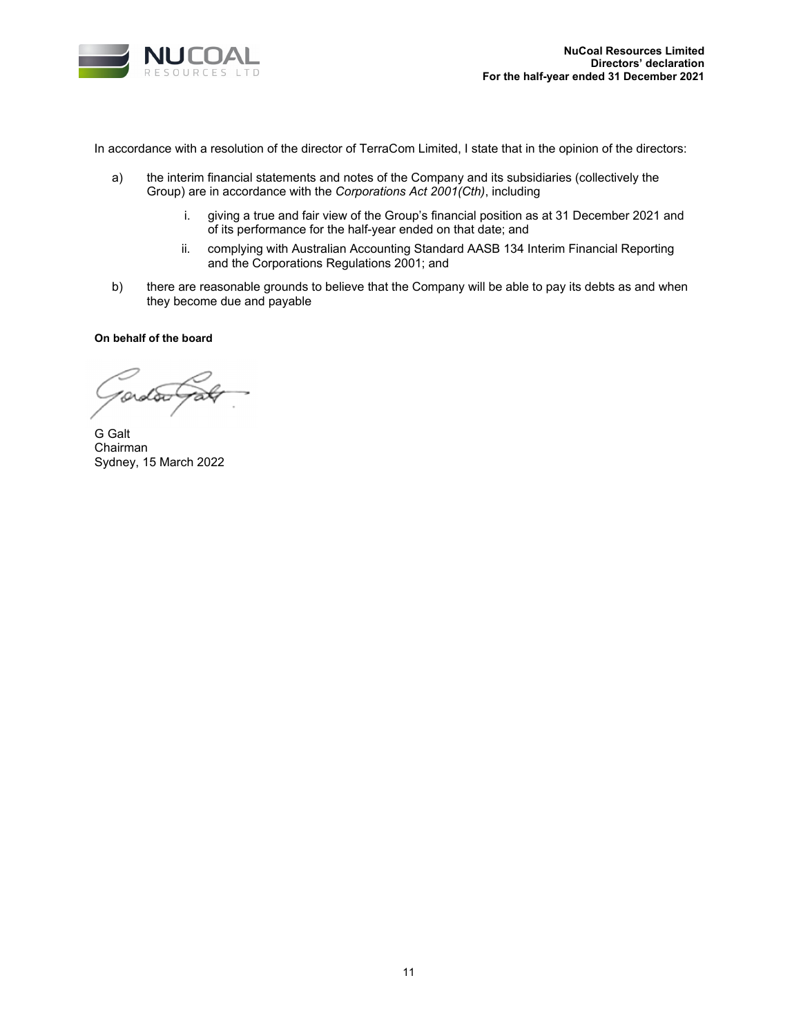In accordance with a resolution of the director of TerraCom Limited, I state that in the opinion of the directors:

a) the interim financial statements and notes of the Company and its subsidiaries (collectively the Group) are in accordance with the *Corporations Act 2001(Cth)*, including

   i. giving a true and fair view of the Group's financial position as at 31 December 2021 and of its performance for the half-year ended on that date; and

   ii. complying with Australian Accounting Standard AASB 134 Interim Financial Reporting and the Corporations Regulations 2001; and

b) there are reasonable grounds to believe that the Company will be able to pay its debts as and when they become due and payable

**On behalf of the board**

G Galt
Chairman
Sydney, 15 March 2022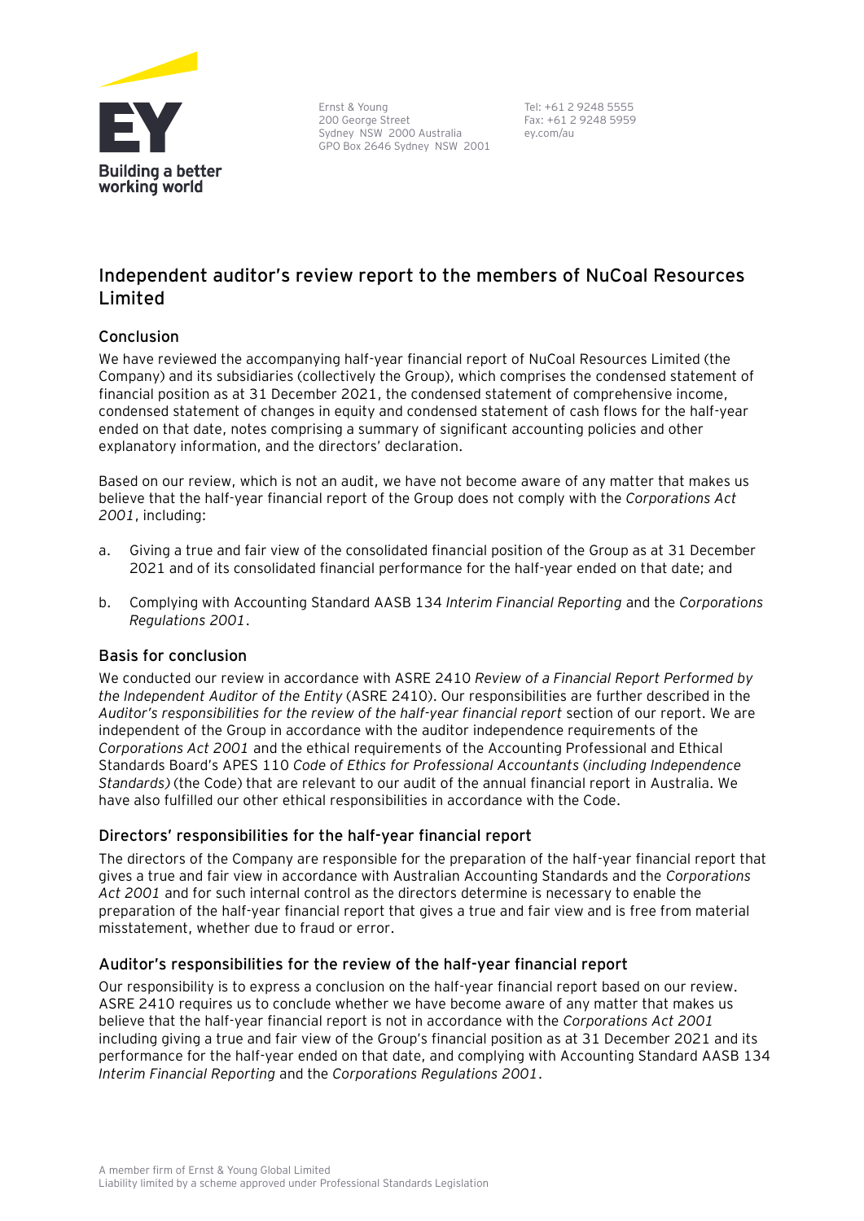Ernst & Young
200 George Street
Sydney NSW 2000 Australia
GPO Box 2646 Sydney NSW 2001

Tel: +61 2 9248 5555
Fax: +61 2 9248 5959
ey.com/au

# Independent auditor's review report to the members of NuCoal Resources Limited

## Conclusion

We have reviewed the accompanying half-year financial report of NuCoal Resources Limited (the Company) and its subsidiaries (collectively the Group), which comprises the condensed statement of financial position as at 31 December 2021, the condensed statement of comprehensive income, condensed statement of changes in equity and condensed statement of cash flows for the half-year ended on that date, notes comprising a summary of significant accounting policies and other explanatory information, and the directors' declaration.

Based on our review, which is not an audit, we have not become aware of any matter that makes us believe that the half-year financial report of the Group does not comply with the *Corporations Act 2001*, including:

a. Giving a true and fair view of the consolidated financial position of the Group as at 31 December 2021 and of its consolidated financial performance for the half-year ended on that date; and

b. Complying with Accounting Standard AASB 134 *Interim Financial Reporting* and the *Corporations Regulations 2001*.

## Basis for conclusion

We conducted our review in accordance with ASRE 2410 *Review of a Financial Report Performed by the Independent Auditor of the Entity* (ASRE 2410). Our responsibilities are further described in the *Auditor's responsibilities for the review of the half-year financial report* section of our report. We are independent of the Group in accordance with the auditor independence requirements of the *Corporations Act 2001* and the ethical requirements of the Accounting Professional and Ethical Standards Board's APES 110 *Code of Ethics for Professional Accountants* (*including Independence Standards)* (the Code) that are relevant to our audit of the annual financial report in Australia. We have also fulfilled our other ethical responsibilities in accordance with the Code.

## Directors' responsibilities for the half-year financial report

The directors of the Company are responsible for the preparation of the half-year financial report that gives a true and fair view in accordance with Australian Accounting Standards and the *Corporations Act 2001* and for such internal control as the directors determine is necessary to enable the preparation of the half-year financial report that gives a true and fair view and is free from material misstatement, whether due to fraud or error.

## Auditor's responsibilities for the review of the half-year financial report

Our responsibility is to express a conclusion on the half-year financial report based on our review. ASRE 2410 requires us to conclude whether we have become aware of any matter that makes us believe that the half-year financial report is not in accordance with the *Corporations Act 2001* including giving a true and fair view of the Group's financial position as at 31 December 2021 and its performance for the half-year ended on that date, and complying with Accounting Standard AASB 134 *Interim Financial Reporting* and the *Corporations Regulations 2001*.

A member firm of Ernst & Young Global Limited
Liability limited by a scheme approved under Professional Standards Legislation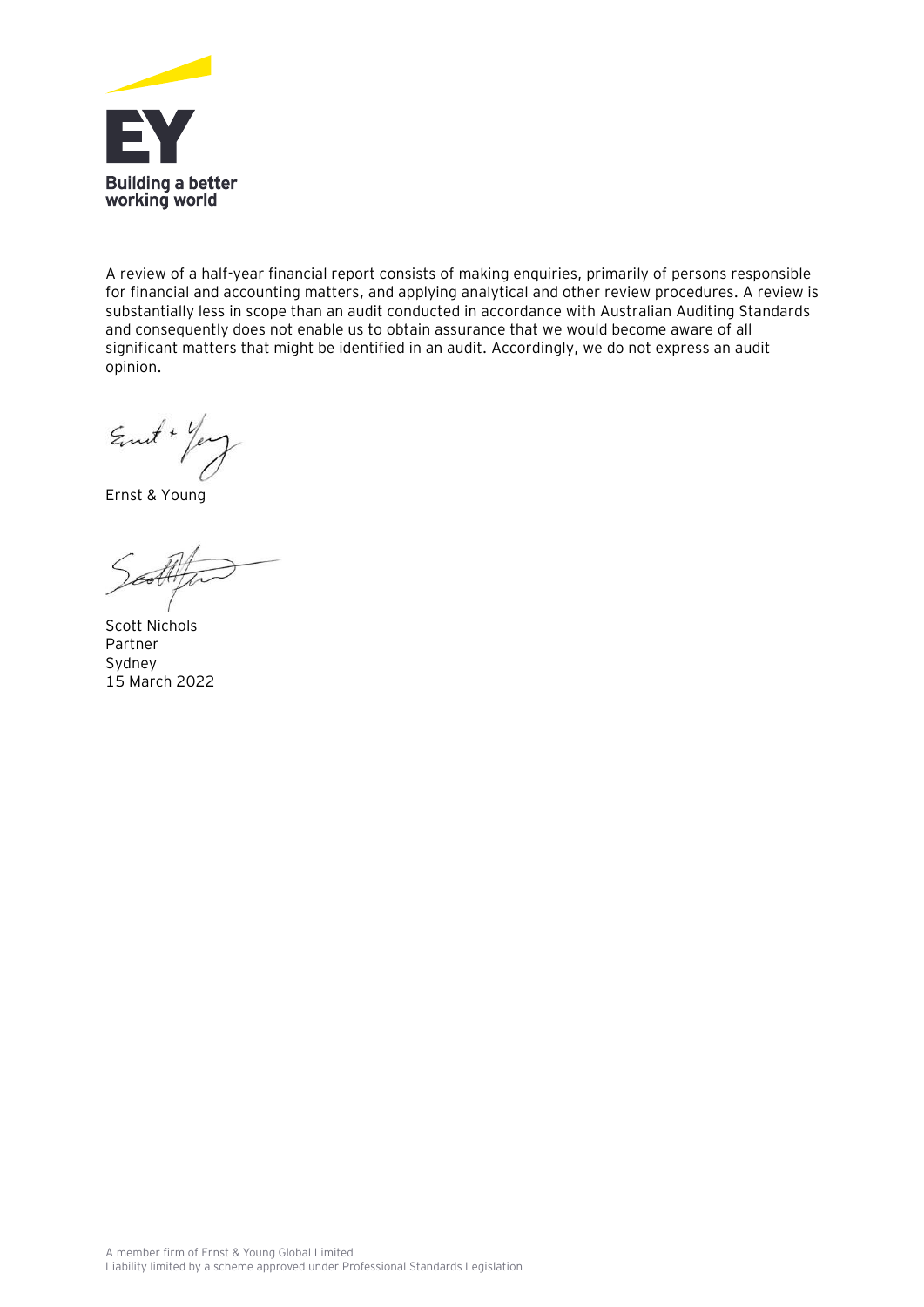A review of a half-year financial report consists of making enquiries, primarily of persons responsible for financial and accounting matters, and applying analytical and other review procedures. A review is substantially less in scope than an audit conducted in accordance with Australian Auditing Standards and consequently does not enable us to obtain assurance that we would become aware of all significant matters that might be identified in an audit. Accordingly, we do not express an audit opinion.

Ernst & Young

Scott Nichols
Partner
Sydney
15 March 2022

A member firm of Ernst & Young Global Limited
Liability limited by a scheme approved under Professional Standards Legislation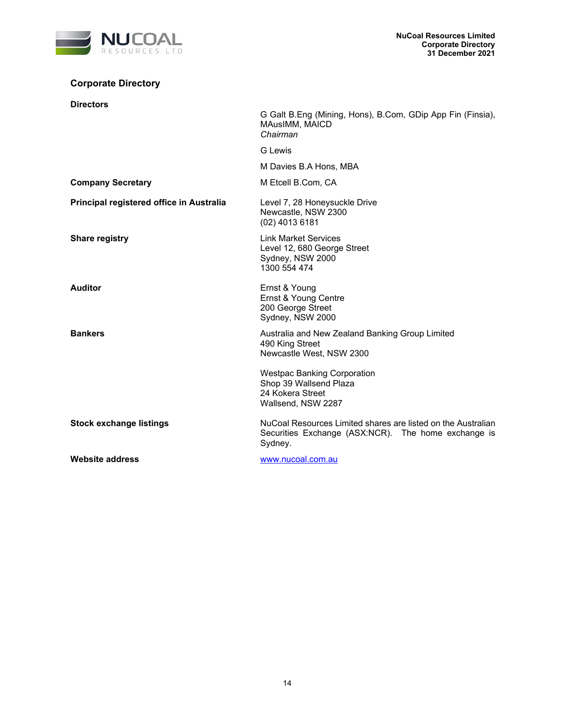## Corporate Directory

| | |
|---|---|
| **Directors** | G Galt B.Eng (Mining, Hons), B.Com, GDip App Fin (Finsia), MAusIMM, MAICD<br>*Chairman* |
| | G Lewis |
| | M Davies B.A Hons, MBA |
| **Company Secretary** | M Etcell B.Com, CA |
| **Principal registered office in Australia** | Level 7, 28 Honeysuckle Drive<br>Newcastle, NSW 2300<br>(02) 4013 6181 |
| **Share registry** | Link Market Services<br>Level 12, 680 George Street<br>Sydney, NSW 2000<br>1300 554 474 |
| **Auditor** | Ernst & Young<br>Ernst & Young Centre<br>200 George Street<br>Sydney, NSW 2000 |
| **Bankers** | Australia and New Zealand Banking Group Limited<br>490 King Street<br>Newcastle West, NSW 2300 |
| | Westpac Banking Corporation<br>Shop 39 Wallsend Plaza<br>24 Kokera Street<br>Wallsend, NSW 2287 |
| **Stock exchange listings** | NuCoal Resources Limited shares are listed on the Australian Securities Exchange (ASX:NCR). The home exchange is Sydney. |
| **Website address** | www.nucoal.com.au |